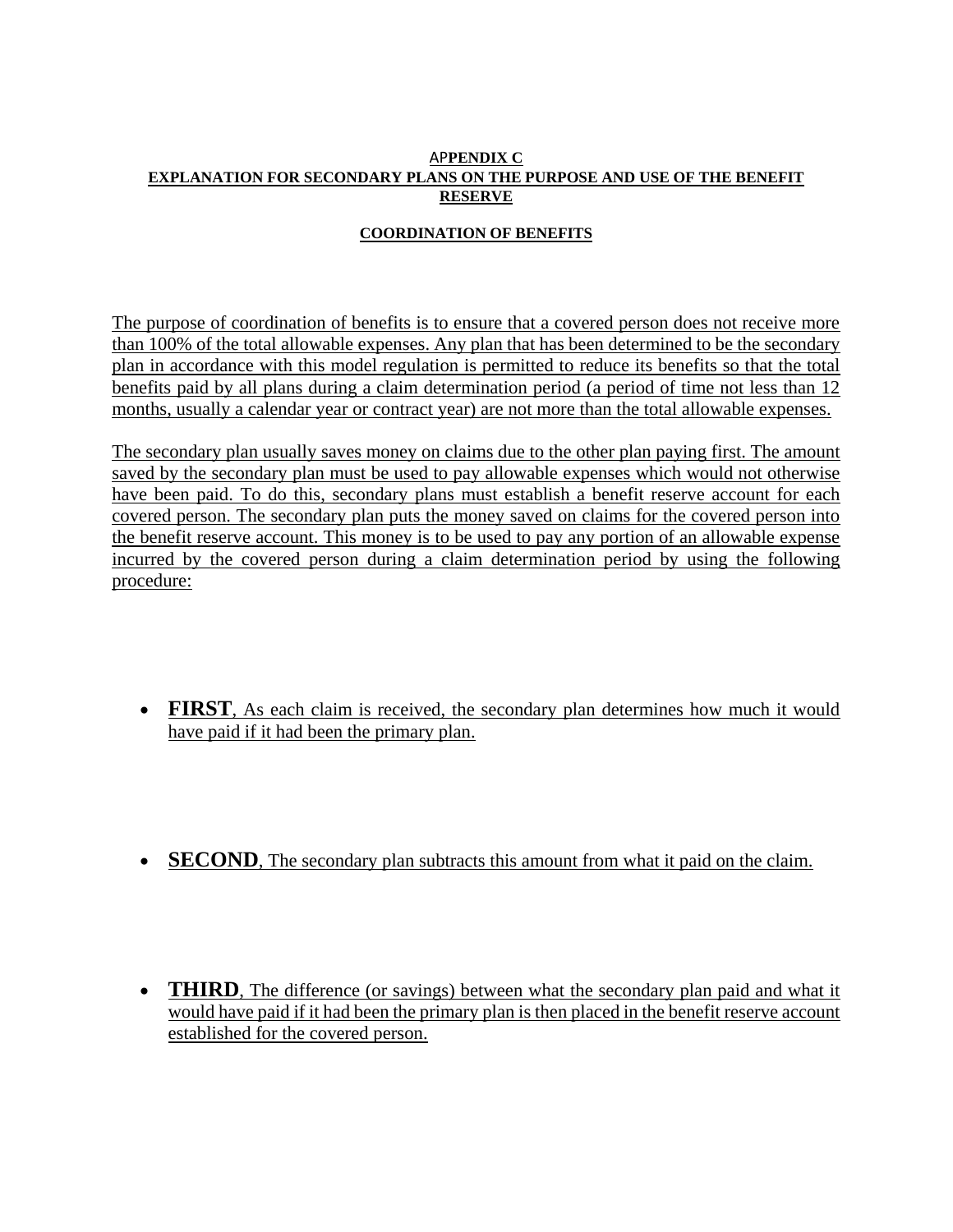**APPENDIX C**

**EXPLANATION FOR SECONDARY PLANS ON THE PURPOSE AND USE OF THE BENEFIT RESERVE**

**COORDINATION OF BENEFITS**

The purpose of coordination of benefits is to ensure that a covered person does not receive more than 100% of the total allowable expenses. Any plan that has been determined to be the secondary plan in accordance with this model regulation is permitted to reduce its benefits so that the total benefits paid by all plans during a claim determination period (a period of time not less than 12 months, usually a calendar year or contract year) are not more than the total allowable expenses.

The secondary plan usually saves money on claims due to the other plan paying first. The amount saved by the secondary plan must be used to pay allowable expenses which would not otherwise have been paid. To do this, secondary plans must establish a benefit reserve account for each covered person. The secondary plan puts the money saved on claims for the covered person into the benefit reserve account. This money is to be used to pay any portion of an allowable expense incurred by the covered person during a claim determination period by using the following procedure:

- **FIRST**, As each claim is received, the secondary plan determines how much it would have paid if it had been the primary plan.

- **SECOND**, The secondary plan subtracts this amount from what it paid on the claim.

- **THIRD**, The difference (or savings) between what the secondary plan paid and what it would have paid if it had been the primary plan is then placed in the benefit reserve account established for the covered person.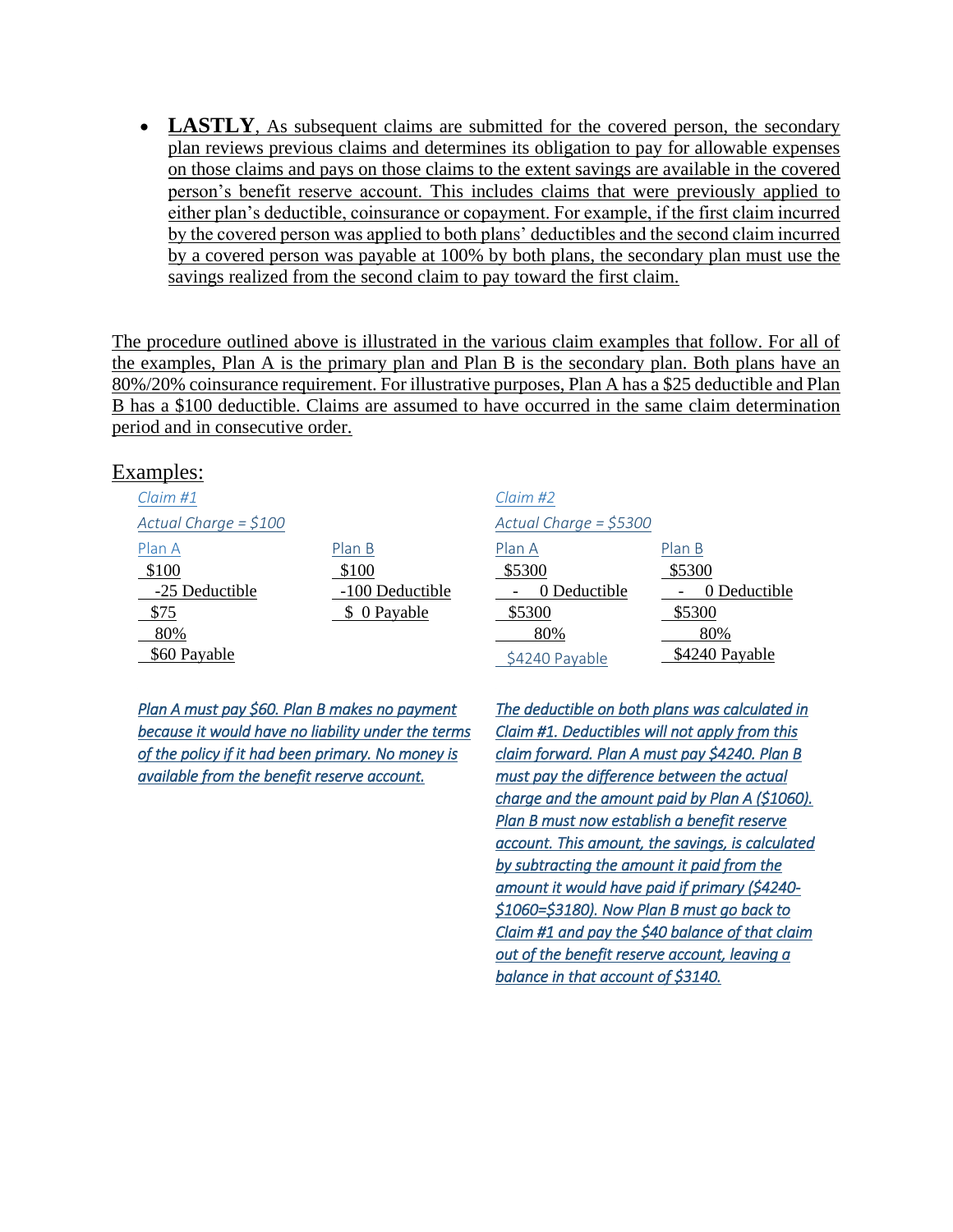- **LASTLY**, As subsequent claims are submitted for the covered person, the secondary plan reviews previous claims and determines its obligation to pay for allowable expenses on those claims and pays on those claims to the extent savings are available in the covered person's benefit reserve account. This includes claims that were previously applied to either plan's deductible, coinsurance or copayment. For example, if the first claim incurred by the covered person was applied to both plans' deductibles and the second claim incurred by a covered person was payable at 100% by both plans, the secondary plan must use the savings realized from the second claim to pay toward the first claim.

The procedure outlined above is illustrated in the various claim examples that follow. For all of the examples, Plan A is the primary plan and Plan B is the secondary plan. Both plans have an 80%/20% coinsurance requirement. For illustrative purposes, Plan A has a \$25 deductible and Plan B has a \$100 deductible. Claims are assumed to have occurred in the same claim determination period and in consecutive order.

## Examples:

*Claim #1*

*Actual Charge = \$100*

| Plan A | Plan B |
|---|---|
| \$100 | \$100 |
| -25 Deductible | -100 Deductible |
| \$75 | \$ 0 Payable |
| 80% | |
| \$60 Payable | |

*Plan A must pay \$60. Plan B makes no payment because it would have no liability under the terms of the policy if it had been primary. No money is available from the benefit reserve account.*

*Claim #2*

*Actual Charge = \$5300*

| Plan A | Plan B |
|---|---|
| \$5300 | \$5300 |
| - 0 Deductible | - 0 Deductible |
| \$5300 | \$5300 |
| 80% | 80% |
| \$4240 Payable | \$4240 Payable |

*The deductible on both plans was calculated in Claim #1. Deductibles will not apply from this claim forward. Plan A must pay \$4240. Plan B must pay the difference between the actual charge and the amount paid by Plan A (\$1060). Plan B must now establish a benefit reserve account. This amount, the savings, is calculated by subtracting the amount it paid from the amount it would have paid if primary (\$4240-\$1060=\$3180). Now Plan B must go back to Claim #1 and pay the \$40 balance of that claim out of the benefit reserve account, leaving a balance in that account of \$3140.*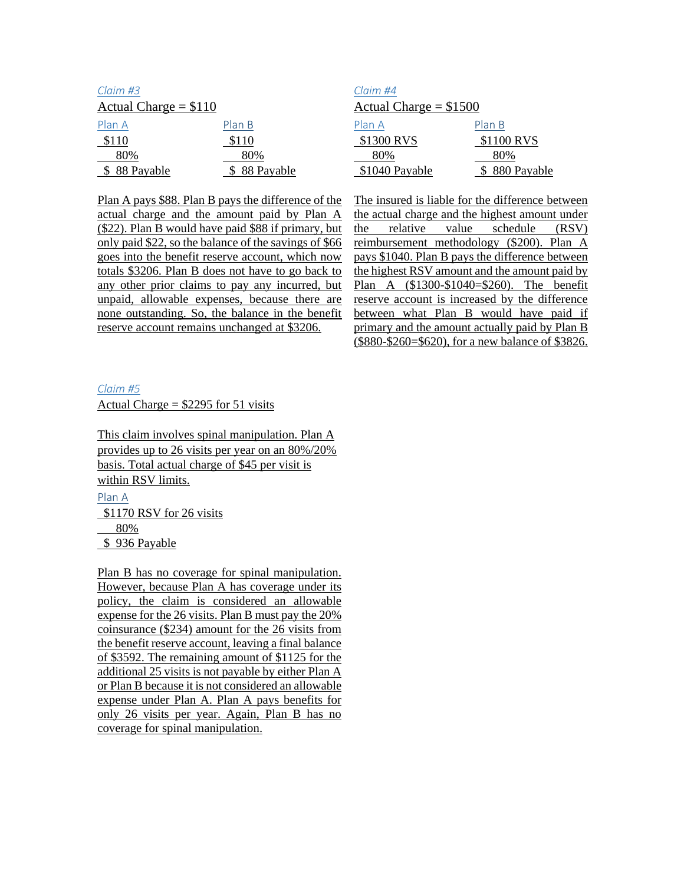*Claim #3*

Actual Charge = $110

| Plan A | Plan B |
|---|---|
| $110 | $110 |
| 80% | 80% |
| $ 88 Payable | $ 88 Payable |

Plan A pays $88. Plan B pays the difference of the actual charge and the amount paid by Plan A ($22). Plan B would have paid $88 if primary, but only paid $22, so the balance of the savings of $66 goes into the benefit reserve account, which now totals $3206. Plan B does not have to go back to any other prior claims to pay any incurred, but unpaid, allowable expenses, because there are none outstanding. So, the balance in the benefit reserve account remains unchanged at $3206.

*Claim #4*

Actual Charge = $1500

| Plan A | Plan B |
|---|---|
| $1300 RVS | $1100 RVS |
| 80% | 80% |
| $1040 Payable | $ 880 Payable |

The insured is liable for the difference between the actual charge and the highest amount under the relative value schedule (RSV) reimbursement methodology ($200). Plan A pays $1040. Plan B pays the difference between the highest RSV amount and the amount paid by Plan A ($1300-$1040=$260). The benefit reserve account is increased by the difference between what Plan B would have paid if primary and the amount actually paid by Plan B ($880-$260=$620), for a new balance of $3826.

*Claim #5*

Actual Charge = $2295 for 51 visits

This claim involves spinal manipulation. Plan A provides up to 26 visits per year on an 80%/20% basis. Total actual charge of $45 per visit is within RSV limits.

| Plan A |
|---|
| $1170 RSV for 26 visits |
| 80% |
| $ 936 Payable |

Plan B has no coverage for spinal manipulation. However, because Plan A has coverage under its policy, the claim is considered an allowable expense for the 26 visits. Plan B must pay the 20% coinsurance ($234) amount for the 26 visits from the benefit reserve account, leaving a final balance of $3592. The remaining amount of $1125 for the additional 25 visits is not payable by either Plan A or Plan B because it is not considered an allowable expense under Plan A. Plan A pays benefits for only 26 visits per year. Again, Plan B has no coverage for spinal manipulation.